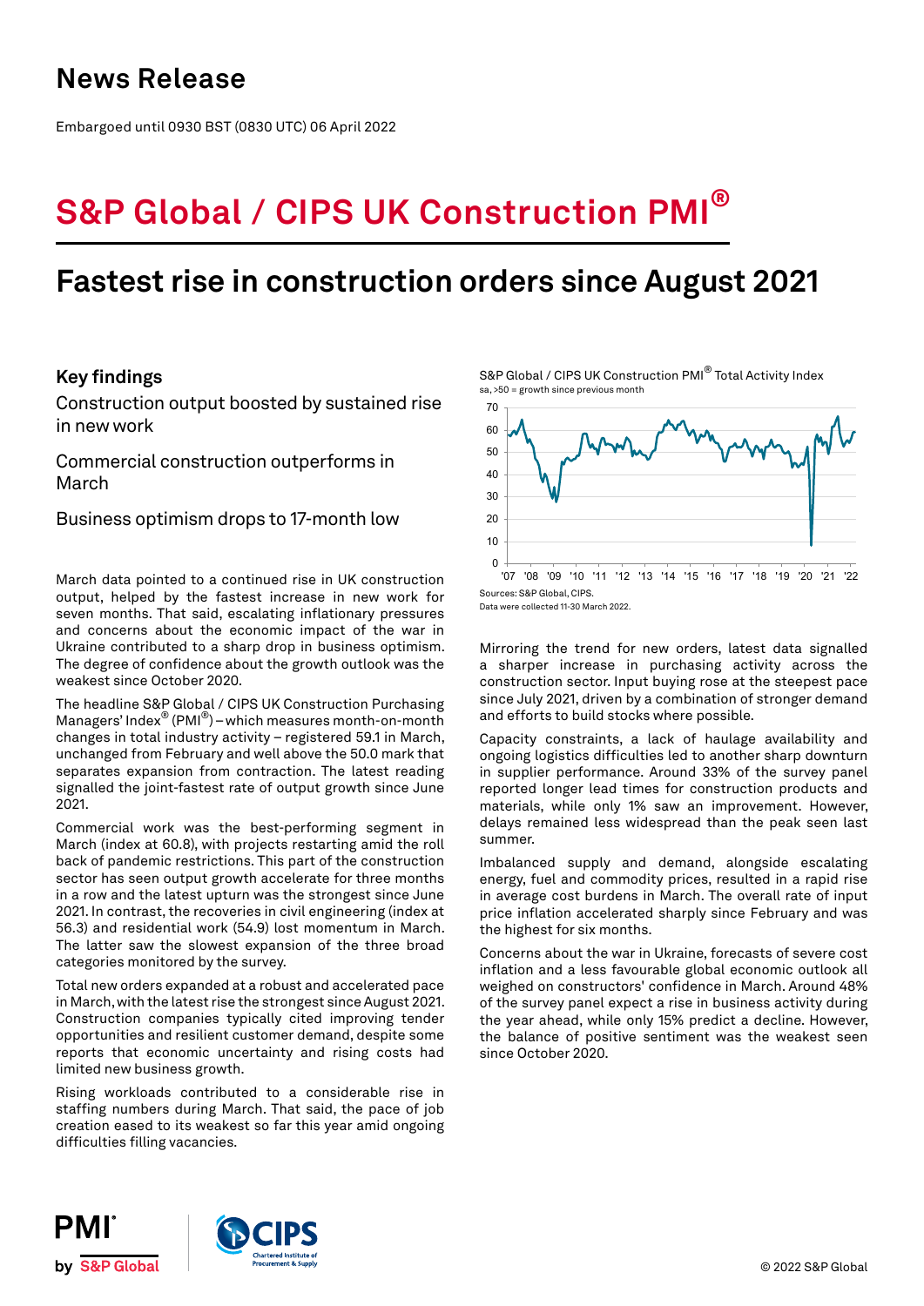# News Release

Embargoed until 0930 BST (0830 UTC) 06 April 2022

# S&P Global / CIPS UK Construction PMI®

## Fastest rise in construction orders since August 2021

### Key findings

Construction output boosted by sustained rise in new work

Commercial construction outperforms in March

Business optimism drops to 17-month low

S&P Global / CIPS UK Construction PMI® Total Activity Index
sa, >50 = growth since previous month

Sources: S&P Global, CIPS.
Data were collected 11-30 March 2022.

March data pointed to a continued rise in UK construction output, helped by the fastest increase in new work for seven months. That said, escalating inflationary pressures and concerns about the economic impact of the war in Ukraine contributed to a sharp drop in business optimism. The degree of confidence about the growth outlook was the weakest since October 2020.

The headline S&P Global / CIPS UK Construction Purchasing Managers' Index® (PMI®) – which measures month-on-month changes in total industry activity – registered 59.1 in March, unchanged from February and well above the 50.0 mark that separates expansion from contraction. The latest reading signalled the joint-fastest rate of output growth since June 2021.

Commercial work was the best-performing segment in March (index at 60.8), with projects restarting amid the roll back of pandemic restrictions. This part of the construction sector has seen output growth accelerate for three months in a row and the latest upturn was the strongest since June 2021. In contrast, the recoveries in civil engineering (index at 56.3) and residential work (54.9) lost momentum in March. The latter saw the slowest expansion of the three broad categories monitored by the survey.

Total new orders expanded at a robust and accelerated pace in March, with the latest rise the strongest since August 2021. Construction companies typically cited improving tender opportunities and resilient customer demand, despite some reports that economic uncertainty and rising costs had limited new business growth.

Rising workloads contributed to a considerable rise in staffing numbers during March. That said, the pace of job creation eased to its weakest so far this year amid ongoing difficulties filling vacancies.

Mirroring the trend for new orders, latest data signalled a sharper increase in purchasing activity across the construction sector. Input buying rose at the steepest pace since July 2021, driven by a combination of stronger demand and efforts to build stocks where possible.

Capacity constraints, a lack of haulage availability and ongoing logistics difficulties led to another sharp downturn in supplier performance. Around 33% of the survey panel reported longer lead times for construction products and materials, while only 1% saw an improvement. However, delays remained less widespread than the peak seen last summer.

Imbalanced supply and demand, alongside escalating energy, fuel and commodity prices, resulted in a rapid rise in average cost burdens in March. The overall rate of input price inflation accelerated sharply since February and was the highest for six months.

Concerns about the war in Ukraine, forecasts of severe cost inflation and a less favourable global economic outlook all weighed on constructors' confidence in March. Around 48% of the survey panel expect a rise in business activity during the year ahead, while only 15% predict a decline. However, the balance of positive sentiment was the weakest seen since October 2020.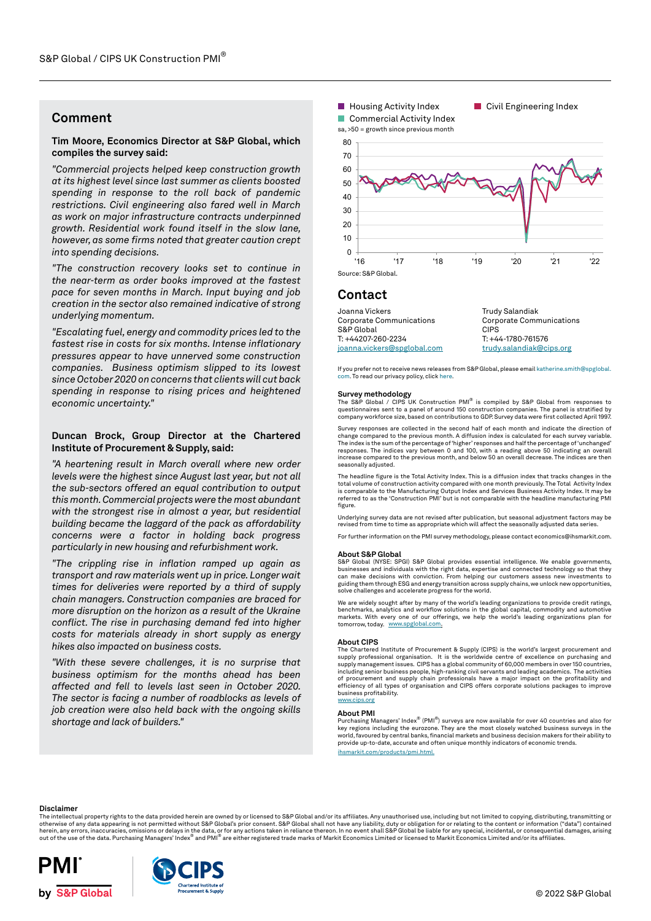## Comment

**Tim Moore, Economics Director at S&P Global, which compiles the survey said:**

*"Commercial projects helped keep construction growth at its highest level since last summer as clients boosted spending in response to the roll back of pandemic restrictions. Civil engineering also fared well in March as work on major infrastructure contracts underpinned growth. Residential work found itself in the slow lane, however, as some firms noted that greater caution crept into spending decisions.*

*"The construction recovery looks set to continue in the near-term as order books improved at the fastest pace for seven months in March. Input buying and job creation in the sector also remained indicative of strong underlying momentum.*

*"Escalating fuel, energy and commodity prices led to the fastest rise in costs for six months. Intense inflationary pressures appear to have unnerved some construction companies. Business optimism slipped to its lowest since October 2020 on concerns that clients will cut back spending in response to rising prices and heightened economic uncertainty."*

**Duncan Brock, Group Director at the Chartered Institute of Procurement & Supply, said:**

*"A heartening result in March overall where new order levels were the highest since August last year, but not all the sub-sectors offered an equal contribution to output this month. Commercial projects were the most abundant with the strongest rise in almost a year, but residential building became the laggard of the pack as affordability concerns were a factor in holding back progress particularly in new housing and refurbishment work.*

*"The crippling rise in inflation ramped up again as transport and raw materials went up in price. Longer wait times for deliveries were reported by a third of supply chain managers. Construction companies are braced for more disruption on the horizon as a result of the Ukraine conflict. The rise in purchasing demand fed into higher costs for materials already in short supply as energy hikes also impacted on business costs.*

*"With these severe challenges, it is no surprise that business optimism for the months ahead has been affected and fell to levels last seen in October 2020. The sector is facing a number of roadblocks as levels of job creation were also held back with the ongoing skills shortage and lack of builders."*

Housing Activity Index
Civil Engineering Index
Commercial Activity Index
sa, >50 = growth since previous month

80
70
60
50
40
30
20
10
0
'16 '17 '18 '19 '20 '21 '22

Source: S&P Global.

## Contact

Joanna Vickers
Corporate Communications
S&P Global
T: +44207-260-2234
joanna.vickers@spglobal.com

Trudy Salandiak
Corporate Communications
CIPS
T: +44-1780-761576
trudy.salandiak@cips.org

If you prefer not to receive news releases from S&P Global, please email katherine.smith@spglobal.com. To read our privacy policy, click here.

### Survey methodology

The S&P Global / CIPS UK Construction PMI® is compiled by S&P Global from responses to questionnaires sent to a panel of around 150 construction companies. The panel is stratified by company workforce size, based on contributions to GDP. Survey data were first collected April 1997.

Survey responses are collected in the second half of each month and indicate the direction of change compared to the previous month. A diffusion index is calculated for each survey variable. The index is the sum of the percentage of 'higher' responses and half the percentage of 'unchanged' responses. The indices vary between 0 and 100, with a reading above 50 indicating an overall increase compared to the previous month, and below 50 an overall decrease. The indices are then seasonally adjusted.

The headline figure is the Total Activity Index. This is a diffusion index that tracks changes in the total volume of construction activity compared with one month previously. The Total Activity Index is comparable to the Manufacturing Output Index and Services Business Activity Index. It may be referred to as the 'Construction PMI' but is not comparable with the headline manufacturing PMI figure.

Underlying survey data are not revised after publication, but seasonal adjustment factors may be revised from time to time as appropriate which will affect the seasonally adjusted data series.

For further information on the PMI survey methodology, please contact economics@ihsmarkit.com.

### About S&P Global

S&P Global (NYSE: SPGI) S&P Global provides essential intelligence. We enable governments, businesses and individuals with the right data, expertise and connected technology so that they can make decisions with conviction. From helping our customers assess new investments to guiding them through ESG and energy transition across supply chains, we unlock new opportunities, solve challenges and accelerate progress for the world.

We are widely sought after by many of the world's leading organizations to provide credit ratings, benchmarks, analytics and workflow solutions in the global capital, commodity and automotive markets. With every one of our offerings, we help the world's leading organizations plan for tomorrow, today. www.spglobal.com.

### About CIPS

The Chartered Institute of Procurement & Supply (CIPS) is the world's largest procurement and supply professional organisation. It is the worldwide centre of excellence on purchasing and supply management issues. CIPS has a global community of 60,000 members in over 150 countries, including senior business people, high-ranking civil servants and leading academics. The activities of procurement and supply chain professionals have a major impact on the profitability and efficiency of all types of organisation and CIPS offers corporate solutions packages to improve business profitability.
www.cips.org

### About PMI

Purchasing Managers' Index® (PMI®) surveys are now available for over 40 countries and also for key regions including the eurozone. They are the most closely watched business surveys in the world, favoured by central banks, financial markets and business decision makers for their ability to provide up-to-date, accurate and often unique monthly indicators of economic trends.
ihsmarkit.com/products/pmi.html.

**Disclaimer**

The intellectual property rights to the data provided herein are owned by or licensed to S&P Global and/or its affiliates. Any unauthorised use, including but not limited to copying, distributing, transmitting or otherwise of any data appearing is not permitted without S&P Global's prior consent. S&P Global shall not have any liability, duty or obligation for or relating to the content or information ("data") contained herein, any errors, inaccuracies, omissions or delays in the data, or for any actions taken in reliance thereon. In no event shall S&P Global be liable for any special, incidental, or consequential damages, arising out of the use of the data. Purchasing Managers' Index® and PMI® are either registered trade marks of Markit Economics Limited or licensed to Markit Economics Limited and/or its affiliates.

PMI by S&P Global

CIPS Chartered Institute of Procurement & Supply

© 2022 S&P Global